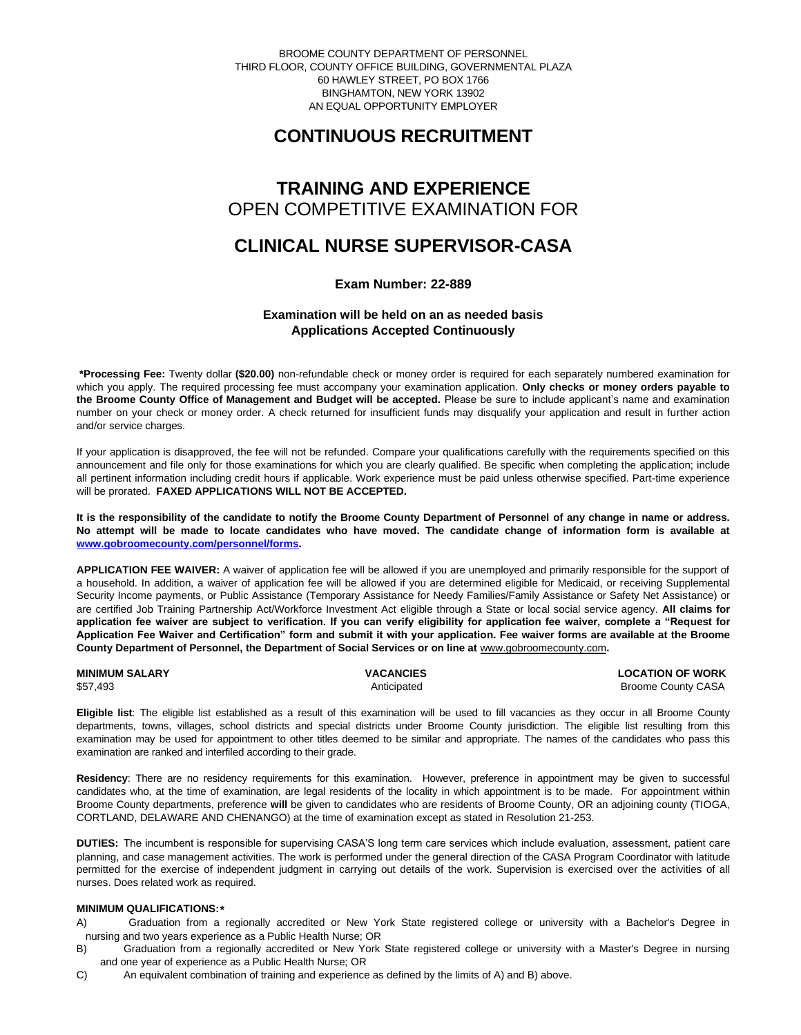BROOME COUNTY DEPARTMENT OF PERSONNEL
THIRD FLOOR, COUNTY OFFICE BUILDING, GOVERNMENTAL PLAZA
60 HAWLEY STREET, PO BOX 1766
BINGHAMTON, NEW YORK 13902
AN EQUAL OPPORTUNITY EMPLOYER

# CONTINUOUS RECRUITMENT

# TRAINING AND EXPERIENCE
## OPEN COMPETITIVE EXAMINATION FOR

# CLINICAL NURSE SUPERVISOR-CASA

**Exam Number: 22-889**

**Examination will be held on an as needed basis**
**Applications Accepted Continuously**

**\*Processing Fee:** Twenty dollar **($20.00)** non-refundable check or money order is required for each separately numbered examination for which you apply. The required processing fee must accompany your examination application. **Only checks or money orders payable to the Broome County Office of Management and Budget will be accepted.** Please be sure to include applicant's name and examination number on your check or money order. A check returned for insufficient funds may disqualify your application and result in further action and/or service charges.

If your application is disapproved, the fee will not be refunded. Compare your qualifications carefully with the requirements specified on this announcement and file only for those examinations for which you are clearly qualified. Be specific when completing the application; include all pertinent information including credit hours if applicable. Work experience must be paid unless otherwise specified. Part-time experience will be prorated. **FAXED APPLICATIONS WILL NOT BE ACCEPTED.**

**It is the responsibility of the candidate to notify the Broome County Department of Personnel of any change in name or address. No attempt will be made to locate candidates who have moved. The candidate change of information form is available at www.gobroomecounty.com/personnel/forms.**

**APPLICATION FEE WAIVER:** A waiver of application fee will be allowed if you are unemployed and primarily responsible for the support of a household. In addition, a waiver of application fee will be allowed if you are determined eligible for Medicaid, or receiving Supplemental Security Income payments, or Public Assistance (Temporary Assistance for Needy Families/Family Assistance or Safety Net Assistance) or are certified Job Training Partnership Act/Workforce Investment Act eligible through a State or local social service agency. **All claims for application fee waiver are subject to verification. If you can verify eligibility for application fee waiver, complete a "Request for Application Fee Waiver and Certification" form and submit it with your application. Fee waiver forms are available at the Broome County Department of Personnel, the Department of Social Services or on line at www.gobroomecounty.com.**

| MINIMUM SALARY | VACANCIES | LOCATION OF WORK |
|---|---|---|
| $57,493 | Anticipated | Broome County CASA |

**Eligible list**: The eligible list established as a result of this examination will be used to fill vacancies as they occur in all Broome County departments, towns, villages, school districts and special districts under Broome County jurisdiction. The eligible list resulting from this examination may be used for appointment to other titles deemed to be similar and appropriate. The names of the candidates who pass this examination are ranked and interfiled according to their grade.

**Residency**: There are no residency requirements for this examination. However, preference in appointment may be given to successful candidates who, at the time of examination, are legal residents of the locality in which appointment is to be made. For appointment within Broome County departments, preference **will** be given to candidates who are residents of Broome County, OR an adjoining county (TIOGA, CORTLAND, DELAWARE AND CHENANGO) at the time of examination except as stated in Resolution 21-253.

**DUTIES:** The incumbent is responsible for supervising CASA'S long term care services which include evaluation, assessment, patient care planning, and case management activities. The work is performed under the general direction of the CASA Program Coordinator with latitude permitted for the exercise of independent judgment in carrying out details of the work. Supervision is exercised over the activities of all nurses. Does related work as required.

**MINIMUM QUALIFICATIONS:\***

A) Graduation from a regionally accredited or New York State registered college or university with a Bachelor's Degree in nursing and two years experience as a Public Health Nurse; OR

B) Graduation from a regionally accredited or New York State registered college or university with a Master's Degree in nursing and one year of experience as a Public Health Nurse; OR

C) An equivalent combination of training and experience as defined by the limits of A) and B) above.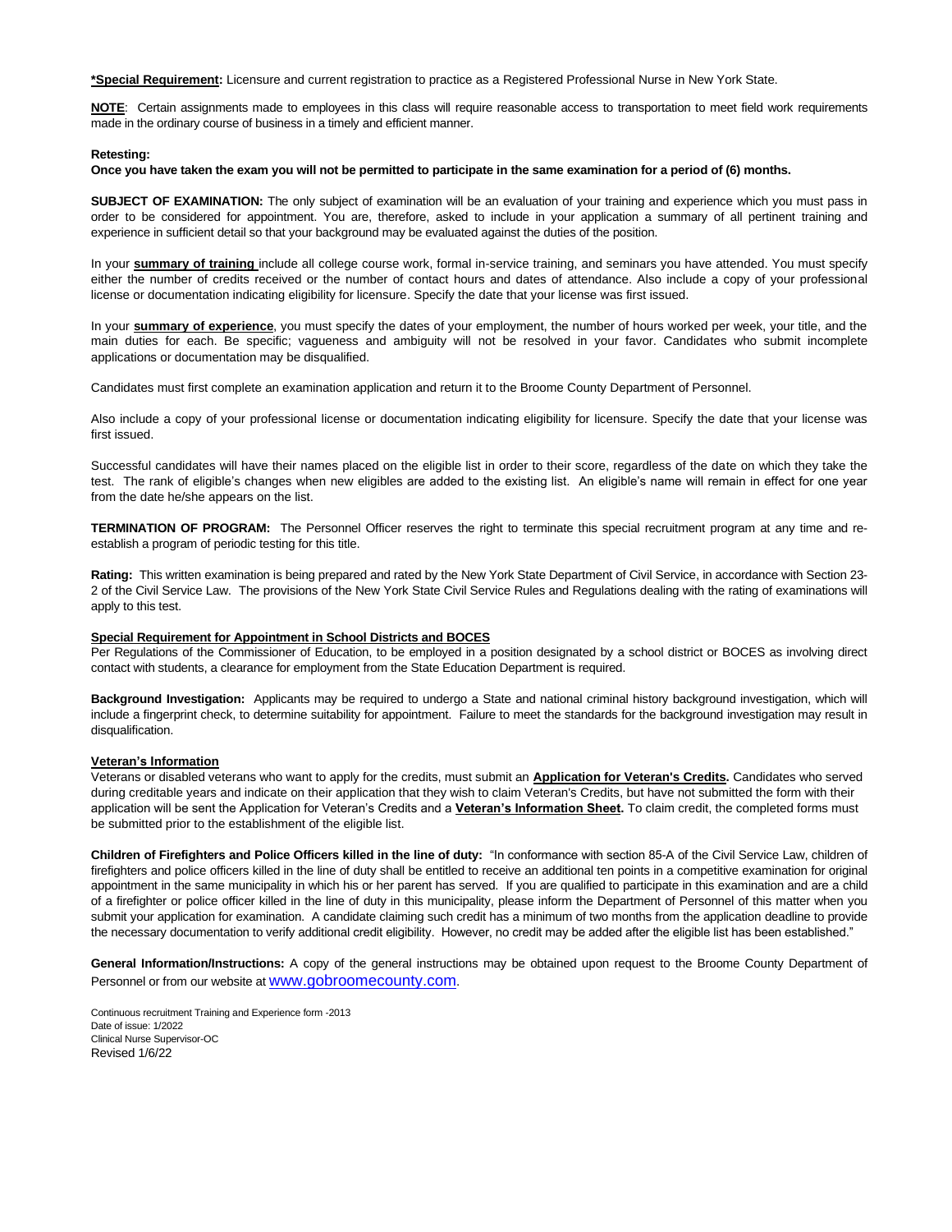**\*Special Requirement:** Licensure and current registration to practice as a Registered Professional Nurse in New York State.

**NOTE**: Certain assignments made to employees in this class will require reasonable access to transportation to meet field work requirements made in the ordinary course of business in a timely and efficient manner.

**Retesting:**
**Once you have taken the exam you will not be permitted to participate in the same examination for a period of (6) months.**

**SUBJECT OF EXAMINATION:** The only subject of examination will be an evaluation of your training and experience which you must pass in order to be considered for appointment. You are, therefore, asked to include in your application a summary of all pertinent training and experience in sufficient detail so that your background may be evaluated against the duties of the position.

In your **summary of training** include all college course work, formal in-service training, and seminars you have attended. You must specify either the number of credits received or the number of contact hours and dates of attendance. Also include a copy of your professional license or documentation indicating eligibility for licensure. Specify the date that your license was first issued.

In your **summary of experience**, you must specify the dates of your employment, the number of hours worked per week, your title, and the main duties for each. Be specific; vagueness and ambiguity will not be resolved in your favor. Candidates who submit incomplete applications or documentation may be disqualified.

Candidates must first complete an examination application and return it to the Broome County Department of Personnel.

Also include a copy of your professional license or documentation indicating eligibility for licensure. Specify the date that your license was first issued.

Successful candidates will have their names placed on the eligible list in order to their score, regardless of the date on which they take the test. The rank of eligible's changes when new eligibles are added to the existing list. An eligible's name will remain in effect for one year from the date he/she appears on the list.

**TERMINATION OF PROGRAM:** The Personnel Officer reserves the right to terminate this special recruitment program at any time and re-establish a program of periodic testing for this title.

**Rating:** This written examination is being prepared and rated by the New York State Department of Civil Service, in accordance with Section 23-2 of the Civil Service Law. The provisions of the New York State Civil Service Rules and Regulations dealing with the rating of examinations will apply to this test.

**Special Requirement for Appointment in School Districts and BOCES**
Per Regulations of the Commissioner of Education, to be employed in a position designated by a school district or BOCES as involving direct contact with students, a clearance for employment from the State Education Department is required.

**Background Investigation:** Applicants may be required to undergo a State and national criminal history background investigation, which will include a fingerprint check, to determine suitability for appointment. Failure to meet the standards for the background investigation may result in disqualification.

**Veteran's Information**
Veterans or disabled veterans who want to apply for the credits, must submit an **Application for Veteran's Credits.** Candidates who served during creditable years and indicate on their application that they wish to claim Veteran's Credits, but have not submitted the form with their application will be sent the Application for Veteran's Credits and a **Veteran's Information Sheet.** To claim credit, the completed forms must be submitted prior to the establishment of the eligible list.

**Children of Firefighters and Police Officers killed in the line of duty:** "In conformance with section 85-A of the Civil Service Law, children of firefighters and police officers killed in the line of duty shall be entitled to receive an additional ten points in a competitive examination for original appointment in the same municipality in which his or her parent has served. If you are qualified to participate in this examination and are a child of a firefighter or police officer killed in the line of duty in this municipality, please inform the Department of Personnel of this matter when you submit your application for examination. A candidate claiming such credit has a minimum of two months from the application deadline to provide the necessary documentation to verify additional credit eligibility. However, no credit may be added after the eligible list has been established."

**General Information/Instructions:** A copy of the general instructions may be obtained upon request to the Broome County Department of Personnel or from our website at www.gobroomecounty.com.

Continuous recruitment Training and Experience form -2013
Date of issue: 1/2022
Clinical Nurse Supervisor-OC
Revised 1/6/22